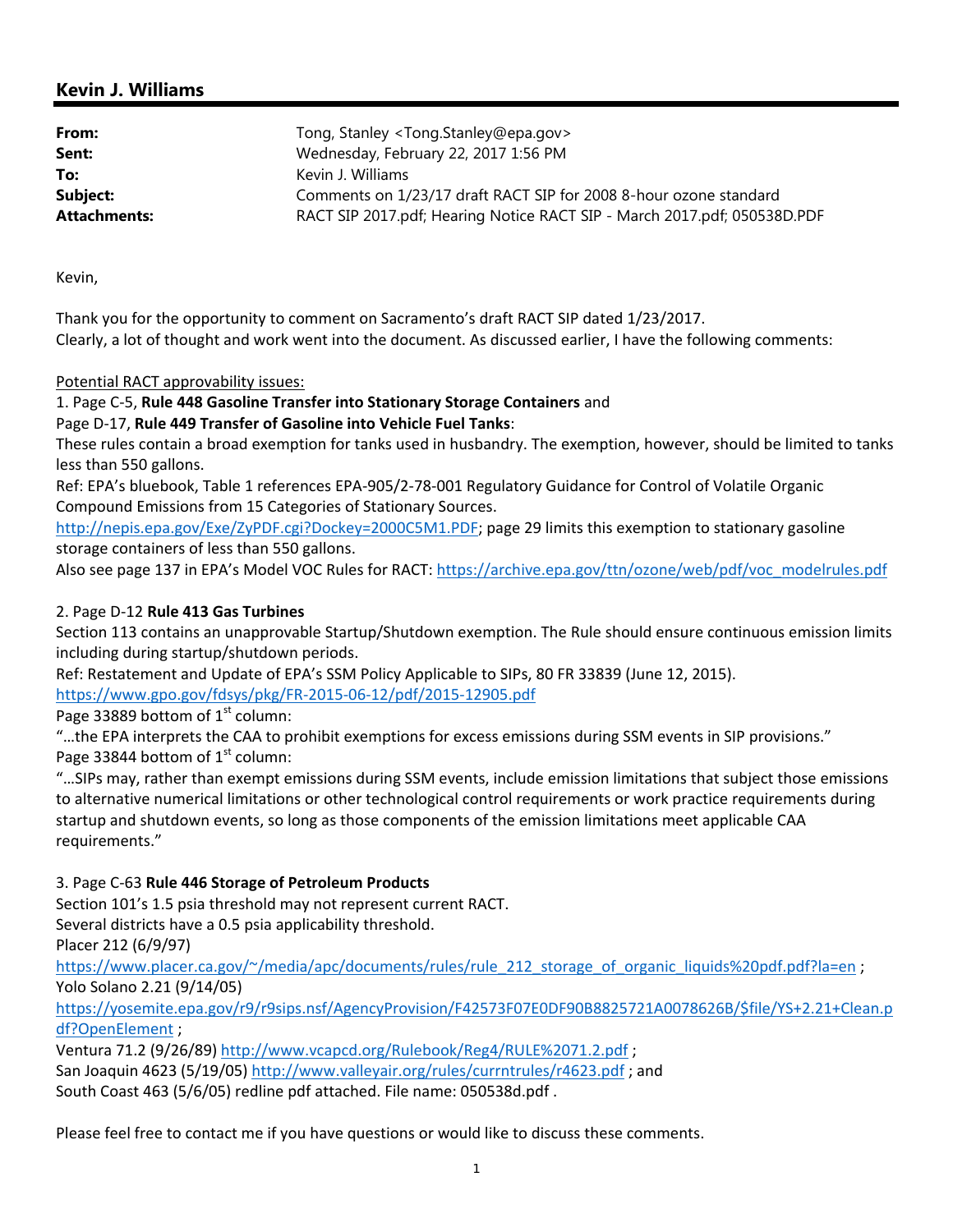## Kevin J. Williams

| | |
|---|---|
| **From:** | Tong, Stanley <Tong.Stanley@epa.gov> |
| **Sent:** | Wednesday, February 22, 2017 1:56 PM |
| **To:** | Kevin J. Williams |
| **Subject:** | Comments on 1/23/17 draft RACT SIP for 2008 8-hour ozone standard |
| **Attachments:** | RACT SIP 2017.pdf; Hearing Notice RACT SIP - March 2017.pdf; 050538D.PDF |

Kevin,

Thank you for the opportunity to comment on Sacramento's draft RACT SIP dated 1/23/2017.
Clearly, a lot of thought and work went into the document. As discussed earlier, I have the following comments:

Potential RACT approvability issues:

1. Page C-5, **Rule 448 Gasoline Transfer into Stationary Storage Containers** and
Page D-17, **Rule 449 Transfer of Gasoline into Vehicle Fuel Tanks**:
These rules contain a broad exemption for tanks used in husbandry. The exemption, however, should be limited to tanks less than 550 gallons.
Ref: EPA's bluebook, Table 1 references EPA-905/2-78-001 Regulatory Guidance for Control of Volatile Organic Compound Emissions from 15 Categories of Stationary Sources.
http://nepis.epa.gov/Exe/ZyPDF.cgi?Dockey=2000C5M1.PDF; page 29 limits this exemption to stationary gasoline storage containers of less than 550 gallons.
Also see page 137 in EPA's Model VOC Rules for RACT: https://archive.epa.gov/ttn/ozone/web/pdf/voc_modelrules.pdf

2. Page D-12 **Rule 413 Gas Turbines**
Section 113 contains an unapprovable Startup/Shutdown exemption. The Rule should ensure continuous emission limits including during startup/shutdown periods.
Ref: Restatement and Update of EPA's SSM Policy Applicable to SIPs, 80 FR 33839 (June 12, 2015).
https://www.gpo.gov/fdsys/pkg/FR-2015-06-12/pdf/2015-12905.pdf
Page 33889 bottom of 1st column:
"…the EPA interprets the CAA to prohibit exemptions for excess emissions during SSM events in SIP provisions."
Page 33844 bottom of 1st column:
"…SIPs may, rather than exempt emissions during SSM events, include emission limitations that subject those emissions to alternative numerical limitations or other technological control requirements or work practice requirements during startup and shutdown events, so long as those components of the emission limitations meet applicable CAA requirements."

3. Page C-63 **Rule 446 Storage of Petroleum Products**
Section 101's 1.5 psia threshold may not represent current RACT.
Several districts have a 0.5 psia applicability threshold.
Placer 212 (6/9/97)
https://www.placer.ca.gov/~/media/apc/documents/rules/rule_212_storage_of_organic_liquids%20pdf.pdf?la=en ;
Yolo Solano 2.21 (9/14/05)
https://yosemite.epa.gov/r9/r9sips.nsf/AgencyProvision/F42573F07E0DF90B8825721A0078626B/$file/YS+2.21+Clean.pdf?OpenElement ;
Ventura 71.2 (9/26/89) http://www.vcapcd.org/Rulebook/Reg4/RULE%2071.2.pdf ;
San Joaquin 4623 (5/19/05) http://www.valleyair.org/rules/currntrules/r4623.pdf ; and
South Coast 463 (5/6/05) redline pdf attached. File name: 050538d.pdf .

Please feel free to contact me if you have questions or would like to discuss these comments.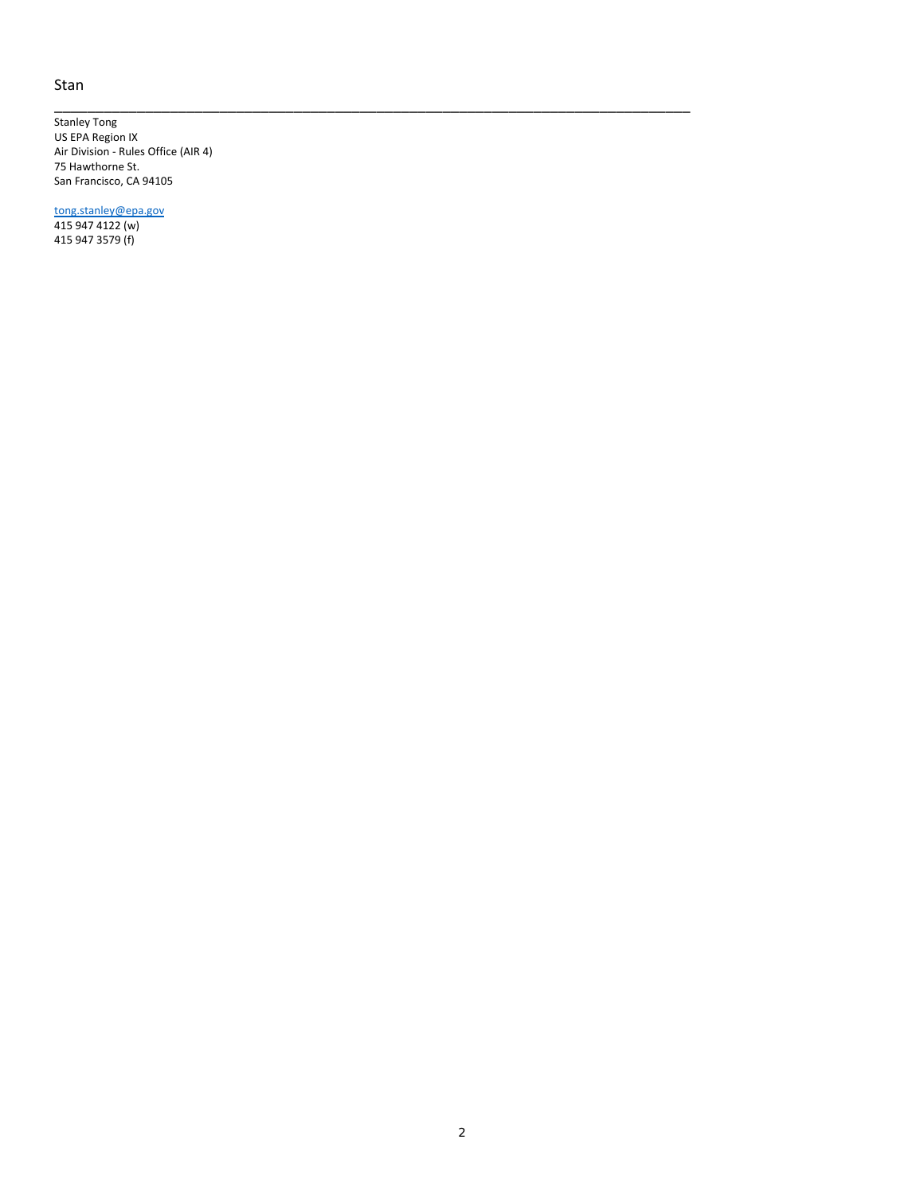Stan

---

Stanley Tong
US EPA Region IX
Air Division - Rules Office (AIR 4)
75 Hawthorne St.
San Francisco, CA 94105

[tong.stanley@epa.gov](mailto:tong.stanley@epa.gov)
415 947 4122 (w)
415 947 3579 (f)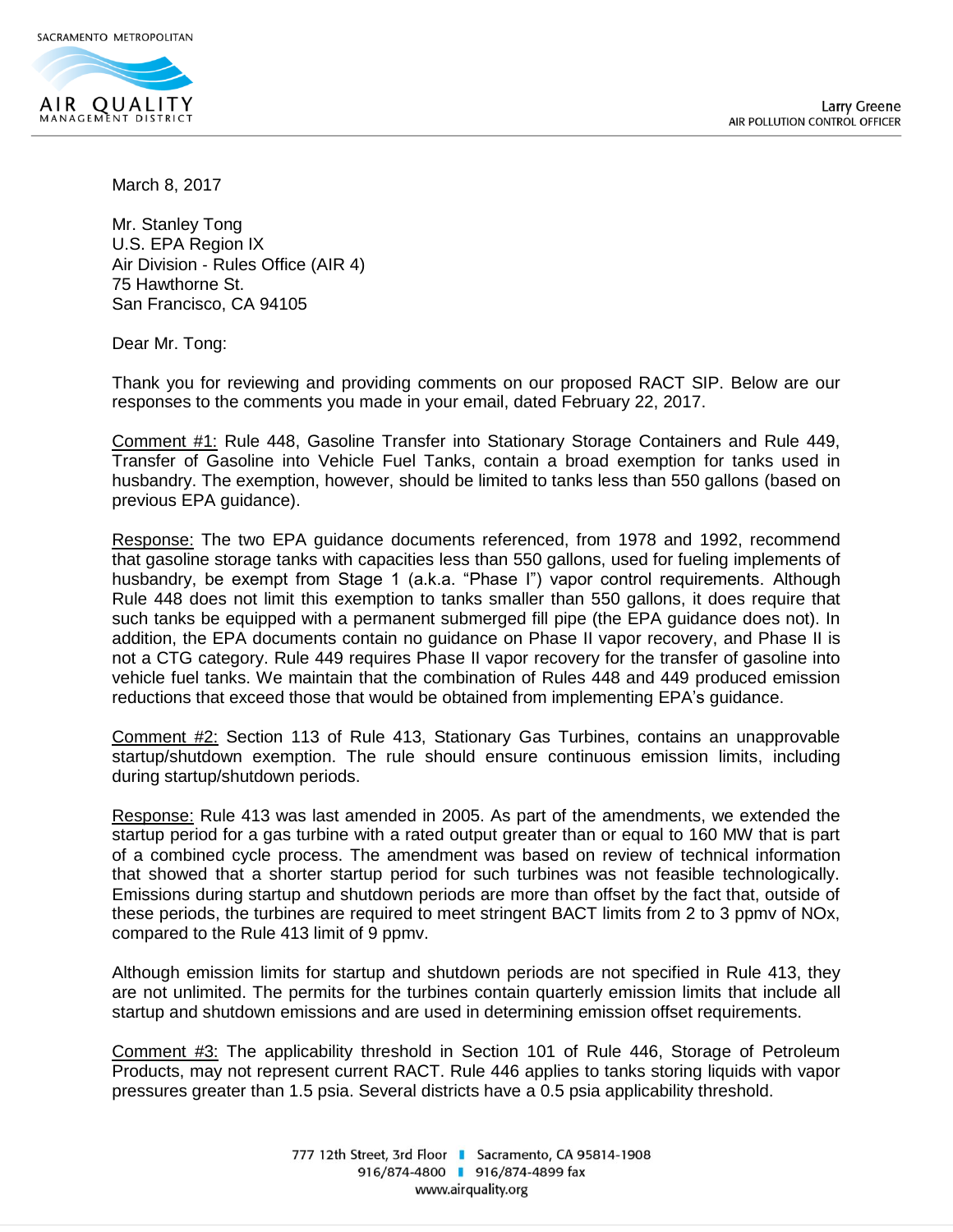SACRAMENTO METROPOLITAN

AIR QUALITY
MANAGEMENT DISTRICT

Larry Greene
AIR POLLUTION CONTROL OFFICER

March 8, 2017

Mr. Stanley Tong
U.S. EPA Region IX
Air Division - Rules Office (AIR 4)
75 Hawthorne St.
San Francisco, CA 94105

Dear Mr. Tong:

Thank you for reviewing and providing comments on our proposed RACT SIP. Below are our responses to the comments you made in your email, dated February 22, 2017.

Comment #1: Rule 448, Gasoline Transfer into Stationary Storage Containers and Rule 449, Transfer of Gasoline into Vehicle Fuel Tanks, contain a broad exemption for tanks used in husbandry. The exemption, however, should be limited to tanks less than 550 gallons (based on previous EPA guidance).

Response: The two EPA guidance documents referenced, from 1978 and 1992, recommend that gasoline storage tanks with capacities less than 550 gallons, used for fueling implements of husbandry, be exempt from Stage 1 (a.k.a. "Phase I") vapor control requirements. Although Rule 448 does not limit this exemption to tanks smaller than 550 gallons, it does require that such tanks be equipped with a permanent submerged fill pipe (the EPA guidance does not). In addition, the EPA documents contain no guidance on Phase II vapor recovery, and Phase II is not a CTG category. Rule 449 requires Phase II vapor recovery for the transfer of gasoline into vehicle fuel tanks. We maintain that the combination of Rules 448 and 449 produced emission reductions that exceed those that would be obtained from implementing EPA's guidance.

Comment #2: Section 113 of Rule 413, Stationary Gas Turbines, contains an unapprovable startup/shutdown exemption. The rule should ensure continuous emission limits, including during startup/shutdown periods.

Response: Rule 413 was last amended in 2005. As part of the amendments, we extended the startup period for a gas turbine with a rated output greater than or equal to 160 MW that is part of a combined cycle process. The amendment was based on review of technical information that showed that a shorter startup period for such turbines was not feasible technologically. Emissions during startup and shutdown periods are more than offset by the fact that, outside of these periods, the turbines are required to meet stringent BACT limits from 2 to 3 ppmv of NOx, compared to the Rule 413 limit of 9 ppmv.

Although emission limits for startup and shutdown periods are not specified in Rule 413, they are not unlimited. The permits for the turbines contain quarterly emission limits that include all startup and shutdown emissions and are used in determining emission offset requirements.

Comment #3: The applicability threshold in Section 101 of Rule 446, Storage of Petroleum Products, may not represent current RACT. Rule 446 applies to tanks storing liquids with vapor pressures greater than 1.5 psia. Several districts have a 0.5 psia applicability threshold.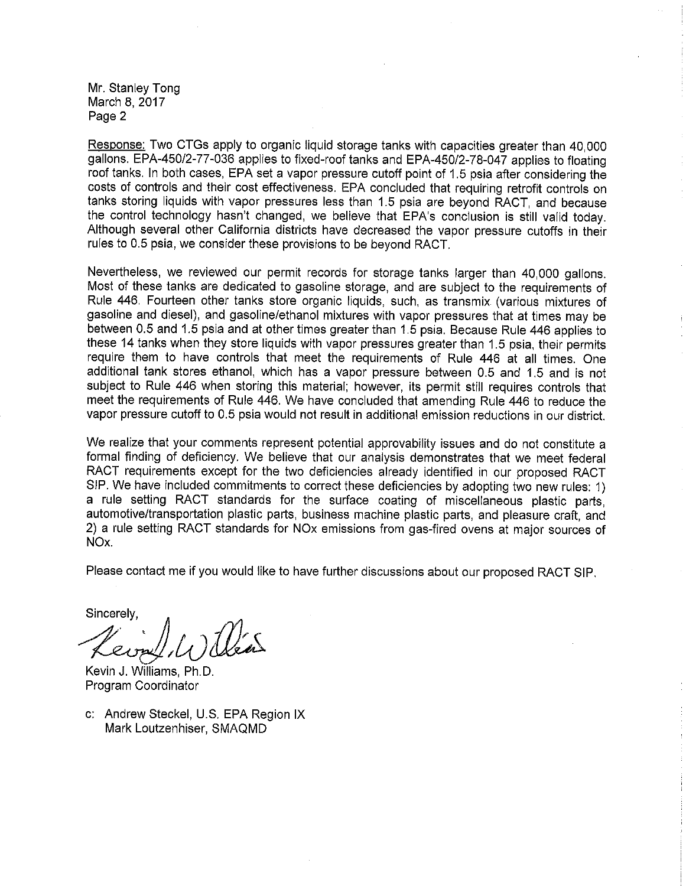Mr. Stanley Tong
March 8, 2017
Page 2

Response: Two CTGs apply to organic liquid storage tanks with capacities greater than 40,000 gallons. EPA-450/2-77-036 applies to fixed-roof tanks and EPA-450/2-78-047 applies to floating roof tanks. In both cases, EPA set a vapor pressure cutoff point of 1.5 psia after considering the costs of controls and their cost effectiveness. EPA concluded that requiring retrofit controls on tanks storing liquids with vapor pressures less than 1.5 psia are beyond RACT, and because the control technology hasn't changed, we believe that EPA's conclusion is still valid today. Although several other California districts have decreased the vapor pressure cutoffs in their rules to 0.5 psia, we consider these provisions to be beyond RACT.

Nevertheless, we reviewed our permit records for storage tanks larger than 40,000 gallons. Most of these tanks are dedicated to gasoline storage, and are subject to the requirements of Rule 446. Fourteen other tanks store organic liquids, such, as transmix (various mixtures of gasoline and diesel), and gasoline/ethanol mixtures with vapor pressures that at times may be between 0.5 and 1.5 psia and at other times greater than 1.5 psia. Because Rule 446 applies to these 14 tanks when they store liquids with vapor pressures greater than 1.5 psia, their permits require them to have controls that meet the requirements of Rule 446 at all times. One additional tank stores ethanol, which has a vapor pressure between 0.5 and 1.5 and is not subject to Rule 446 when storing this material; however, its permit still requires controls that meet the requirements of Rule 446. We have concluded that amending Rule 446 to reduce the vapor pressure cutoff to 0.5 psia would not result in additional emission reductions in our district.

We realize that your comments represent potential approvability issues and do not constitute a formal finding of deficiency. We believe that our analysis demonstrates that we meet federal RACT requirements except for the two deficiencies already identified in our proposed RACT SIP. We have included commitments to correct these deficiencies by adopting two new rules: 1) a rule setting RACT standards for the surface coating of miscellaneous plastic parts, automotive/transportation plastic parts, business machine plastic parts, and pleasure craft, and 2) a rule setting RACT standards for NOx emissions from gas-fired ovens at major sources of NOx.

Please contact me if you would like to have further discussions about our proposed RACT SIP.

Sincerely,

Kevin J. Williams, Ph.D.
Program Coordinator

c: Andrew Steckel, U.S. EPA Region IX
Mark Loutzenhiser, SMAQMD